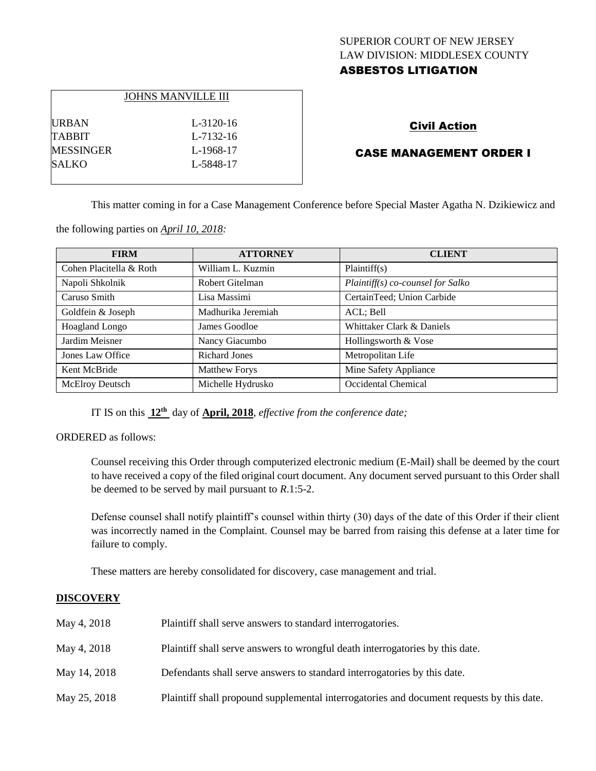SUPERIOR COURT OF NEW JERSEY
LAW DIVISION: MIDDLESEX COUNTY
**ASBESTOS LITIGATION**

| JOHNS MANVILLE III | |
|---|---|
| URBAN | L-3120-16 |
| TABBIT | L-7132-16 |
| MESSINGER | L-1968-17 |
| SALKO | L-5848-17 |

**Civil Action**

**CASE MANAGEMENT ORDER I**

This matter coming in for a Case Management Conference before Special Master Agatha N. Dzikiewicz and the following parties on *April 10, 2018:*

| FIRM | ATTORNEY | CLIENT |
|---|---|---|
| Cohen Placitella & Roth | William L. Kuzmin | Plaintiff(s) |
| Napoli Shkolnik | Robert Gitelman | *Plaintiff(s) co-counsel for Salko* |
| Caruso Smith | Lisa Massimi | CertainTeed; Union Carbide |
| Goldfein & Joseph | Madhurika Jeremiah | ACL; Bell |
| Hoagland Longo | James Goodloe | Whittaker Clark & Daniels |
| Jardim Meisner | Nancy Giacumbo | Hollingsworth & Vose |
| Jones Law Office | Richard Jones | Metropolitan Life |
| Kent McBride | Matthew Forys | Mine Safety Appliance |
| McElroy Deutsch | Michelle Hydrusko | Occidental Chemical |

IT IS on this **12th** day of **April, 2018**, *effective from the conference date;*

ORDERED as follows:

Counsel receiving this Order through computerized electronic medium (E-Mail) shall be deemed by the court to have received a copy of the filed original court document. Any document served pursuant to this Order shall be deemed to be served by mail pursuant to *R*.1:5-2.

Defense counsel shall notify plaintiff's counsel within thirty (30) days of the date of this Order if their client was incorrectly named in the Complaint. Counsel may be barred from raising this defense at a later time for failure to comply.

These matters are hereby consolidated for discovery, case management and trial.

**DISCOVERY**

| | |
|---|---|
| May 4, 2018 | Plaintiff shall serve answers to standard interrogatories. |
| May 4, 2018 | Plaintiff shall serve answers to wrongful death interrogatories by this date. |
| May 14, 2018 | Defendants shall serve answers to standard interrogatories by this date. |
| May 25, 2018 | Plaintiff shall propound supplemental interrogatories and document requests by this date. |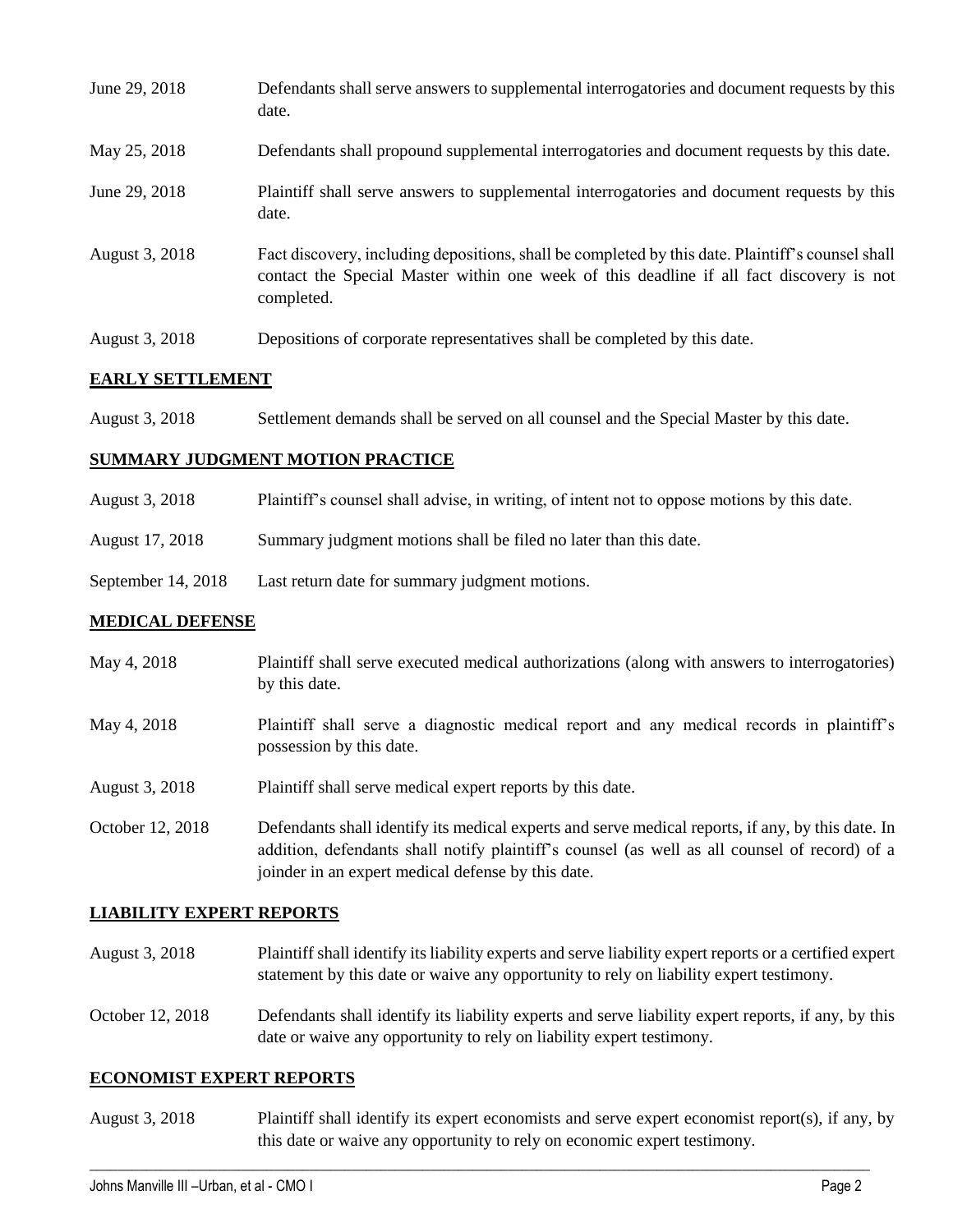| | |
|---|---|
| June 29, 2018 | Defendants shall serve answers to supplemental interrogatories and document requests by this date. |
| May 25, 2018 | Defendants shall propound supplemental interrogatories and document requests by this date. |
| June 29, 2018 | Plaintiff shall serve answers to supplemental interrogatories and document requests by this date. |
| August 3, 2018 | Fact discovery, including depositions, shall be completed by this date. Plaintiff's counsel shall contact the Special Master within one week of this deadline if all fact discovery is not completed. |
| August 3, 2018 | Depositions of corporate representatives shall be completed by this date. |

## EARLY SETTLEMENT

| | |
|---|---|
| August 3, 2018 | Settlement demands shall be served on all counsel and the Special Master by this date. |

## SUMMARY JUDGMENT MOTION PRACTICE

| | |
|---|---|
| August 3, 2018 | Plaintiff's counsel shall advise, in writing, of intent not to oppose motions by this date. |
| August 17, 2018 | Summary judgment motions shall be filed no later than this date. |
| September 14, 2018 | Last return date for summary judgment motions. |

## MEDICAL DEFENSE

| | |
|---|---|
| May 4, 2018 | Plaintiff shall serve executed medical authorizations (along with answers to interrogatories) by this date. |
| May 4, 2018 | Plaintiff shall serve a diagnostic medical report and any medical records in plaintiff's possession by this date. |
| August 3, 2018 | Plaintiff shall serve medical expert reports by this date. |
| October 12, 2018 | Defendants shall identify its medical experts and serve medical reports, if any, by this date. In addition, defendants shall notify plaintiff's counsel (as well as all counsel of record) of a joinder in an expert medical defense by this date. |

## LIABILITY EXPERT REPORTS

| | |
|---|---|
| August 3, 2018 | Plaintiff shall identify its liability experts and serve liability expert reports or a certified expert statement by this date or waive any opportunity to rely on liability expert testimony. |
| October 12, 2018 | Defendants shall identify its liability experts and serve liability expert reports, if any, by this date or waive any opportunity to rely on liability expert testimony. |

## ECONOMIST EXPERT REPORTS

| | |
|---|---|
| August 3, 2018 | Plaintiff shall identify its expert economists and serve expert economist report(s), if any, by this date or waive any opportunity to rely on economic expert testimony. |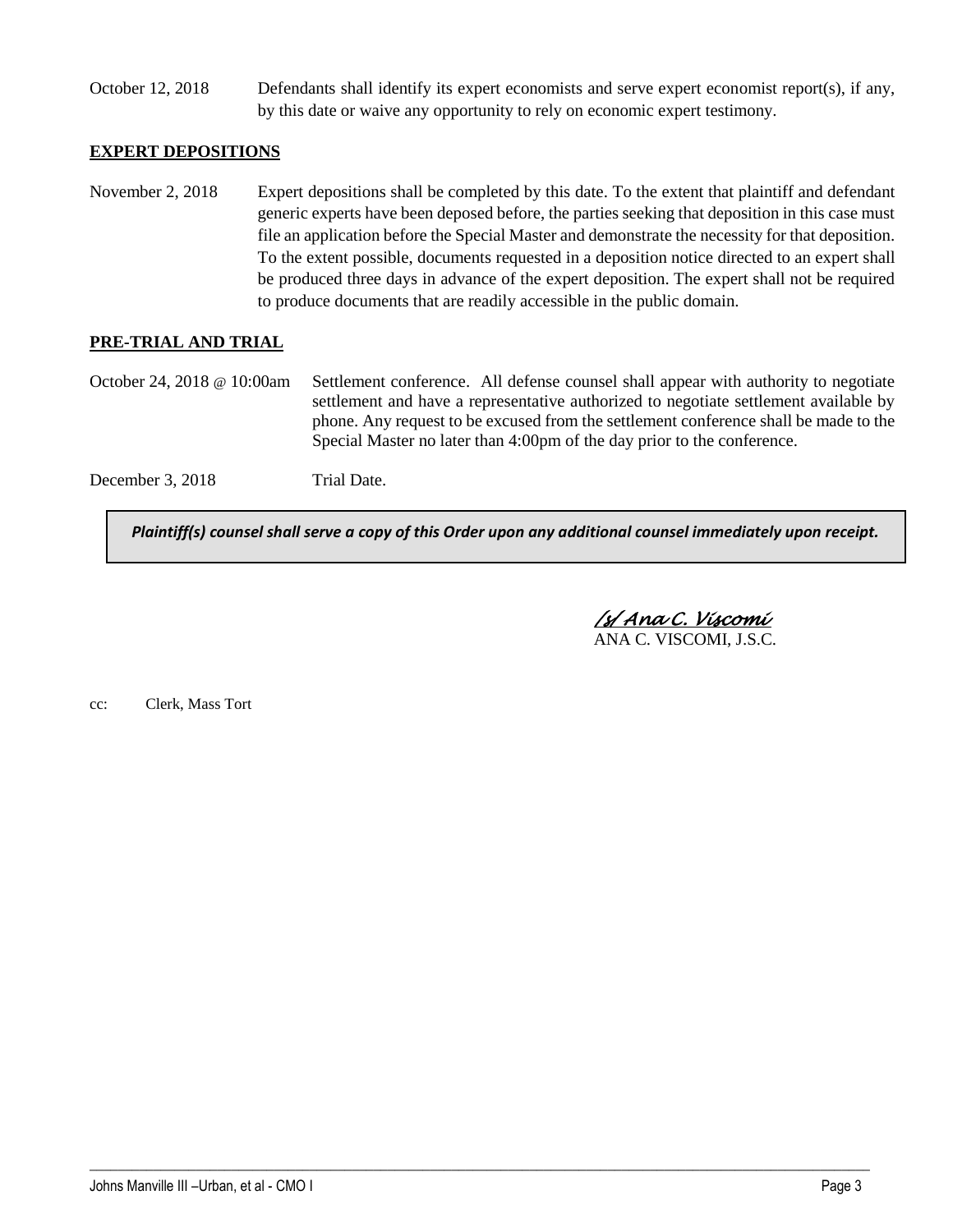October 12, 2018 Defendants shall identify its expert economists and serve expert economist report(s), if any, by this date or waive any opportunity to rely on economic expert testimony.

**EXPERT DEPOSITIONS**

November 2, 2018 Expert depositions shall be completed by this date. To the extent that plaintiff and defendant generic experts have been deposed before, the parties seeking that deposition in this case must file an application before the Special Master and demonstrate the necessity for that deposition. To the extent possible, documents requested in a deposition notice directed to an expert shall be produced three days in advance of the expert deposition. The expert shall not be required to produce documents that are readily accessible in the public domain.

**PRE-TRIAL AND TRIAL**

October 24, 2018 @ 10:00am Settlement conference. All defense counsel shall appear with authority to negotiate settlement and have a representative authorized to negotiate settlement available by phone. Any request to be excused from the settlement conference shall be made to the Special Master no later than 4:00pm of the day prior to the conference.

December 3, 2018 Trial Date.

***Plaintiff(s) counsel shall serve a copy of this Order upon any additional counsel immediately upon receipt.***

/s/ Ana C. Viscomi
ANA C. VISCOMI, J.S.C.

cc: Clerk, Mass Tort